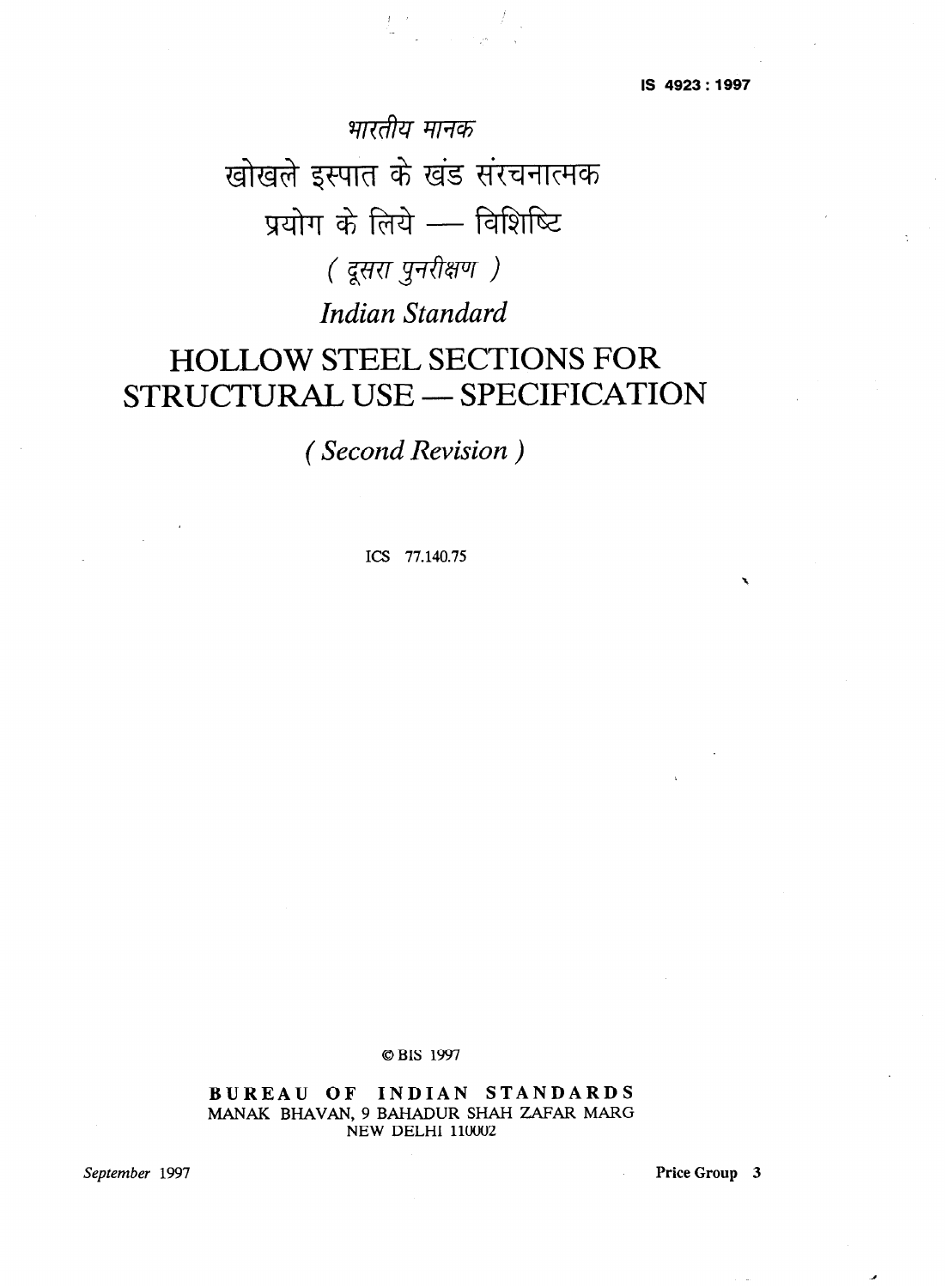IS 4923 : 1997

भारतीय मानक

# खोखले इस्पात के खंड संरचनात्मक प्रयोग के लिये — विशिष्टि

( दूसरा पुनरीक्षण )

*Indian Standard*

# HOLLOW STEEL SECTIONS FOR STRUCTURAL USE — SPECIFICATION

*( Second Revision )*

ICS 77.140.75

© BIS 1997

**BUREAU OF INDIAN STANDARDS**
MANAK BHAVAN, 9 BAHADUR SHAH ZAFAR MARG
NEW DELHI 110002

*September* 1997

**Price Group 3**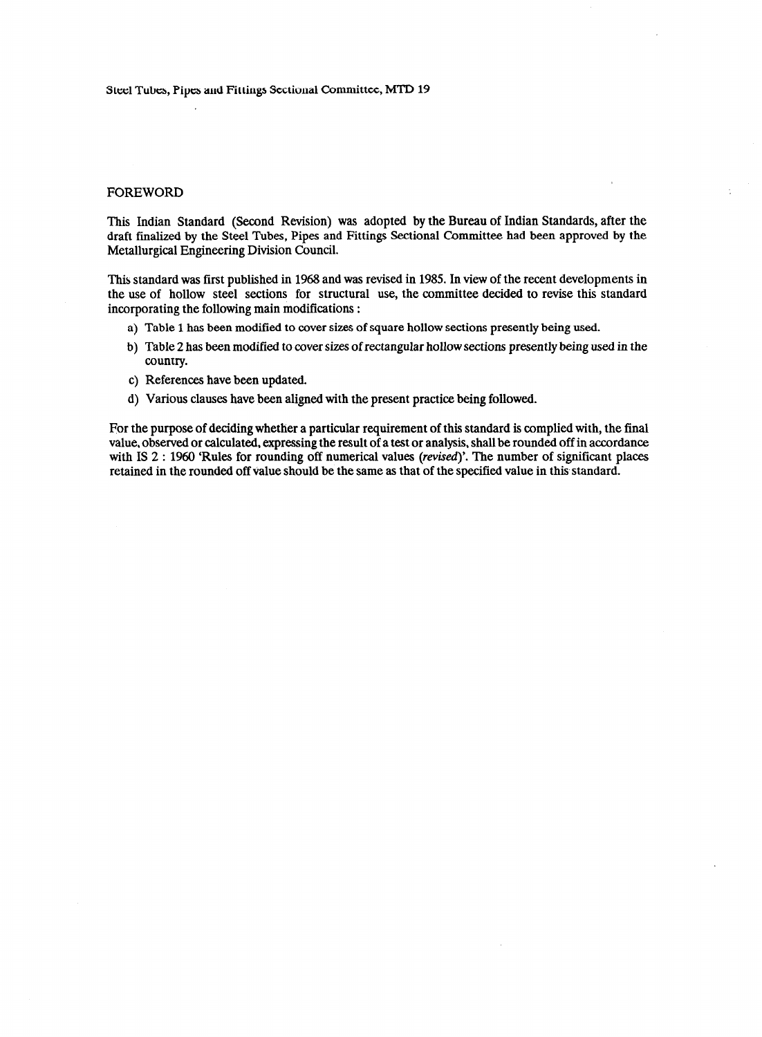Steel Tubes, Pipes and Fittings Sectional Committee, MTD 19

## FOREWORD

This Indian Standard (Second Revision) was adopted by the Bureau of Indian Standards, after the draft finalized by the Steel Tubes, Pipes and Fittings Sectional Committee had been approved by the Metallurgical Engineering Division Council.

This standard was first published in 1968 and was revised in 1985. In view of the recent developments in the use of hollow steel sections for structural use, the committee decided to revise this standard incorporating the following main modifications :

a) Table 1 has been modified to cover sizes of square hollow sections presently being used.

b) Table 2 has been modified to cover sizes of rectangular hollow sections presently being used in the country.

c) References have been updated.

d) Various clauses have been aligned with the present practice being followed.

For the purpose of deciding whether a particular requirement of this standard is complied with, the final value, observed or calculated, expressing the result of a test or analysis, shall be rounded off in accordance with IS 2 : 1960 'Rules for rounding off numerical values (*revised*)'. The number of significant places retained in the rounded off value should be the same as that of the specified value in this standard.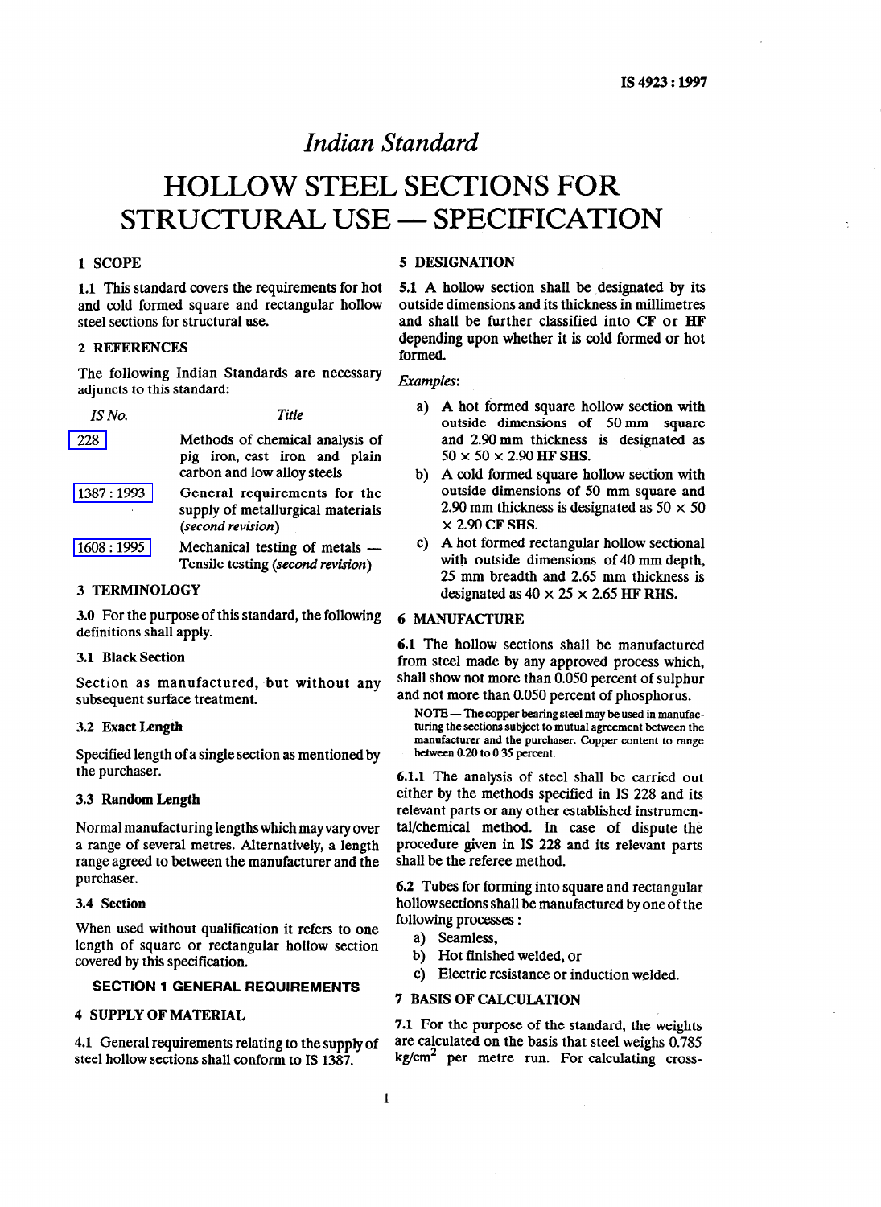# Indian Standard

# HOLLOW STEEL SECTIONS FOR STRUCTURAL USE — SPECIFICATION

## 1 SCOPE

**1.1** This standard covers the requirements for hot and cold formed square and rectangular hollow steel sections for structural use.

## 2 REFERENCES

The following Indian Standards are necessary adjuncts to this standard:

| *IS No.* | *Title* |
|---|---|
| 228 | Methods of chemical analysis of pig iron, cast iron and plain carbon and low alloy steels |
| 1387 : 1993 | General requirements for the supply of metallurgical materials (*second revision*) |
| 1608 : 1995 | Mechanical testing of metals — Tensile testing (*second revision*) |

## 3 TERMINOLOGY

**3.0** For the purpose of this standard, the following definitions shall apply.

### 3.1 Black Section

Section as manufactured, but without any subsequent surface treatment.

### 3.2 Exact Length

Specified length of a single section as mentioned by the purchaser.

### 3.3 Random Length

Normal manufacturing lengths which may vary over a range of several metres. Alternatively, a length range agreed to between the manufacturer and the purchaser.

### 3.4 Section

When used without qualification it refers to one length of square or rectangular hollow section covered by this specification.

## SECTION 1 GENERAL REQUIREMENTS

## 4 SUPPLY OF MATERIAL

**4.1** General requirements relating to the supply of steel hollow sections shall conform to IS 1387.

## 5 DESIGNATION

**5.1** A hollow section shall be designated by its outside dimensions and its thickness in millimetres and shall be further classified into **CF** or **HF** depending upon whether it is cold formed or hot formed.

*Examples*:

a) A hot formed square hollow section with outside dimensions of 50 mm square and 2.90 mm thickness is designated as 50 × 50 × 2.90 **HF SHS.**

b) A cold formed square hollow section with outside dimensions of 50 mm square and 2.90 mm thickness is designated as 50 × 50 × 2.90 **CF SHS.**

c) A hot formed rectangular hollow sectional with outside dimensions of 40 mm depth, 25 mm breadth and 2.65 mm thickness is designated as 40 × 25 × 2.65 **HF RHS.**

## 6 MANUFACTURE

**6.1** The hollow sections shall be manufactured from steel made by any approved process which, shall show not more than 0.050 percent of sulphur and not more than 0.050 percent of phosphorus.

NOTE — The copper bearing steel may be used in manufacturing the sections subject to mutual agreement between the manufacturer and the purchaser. Copper content to range between 0.20 to 0.35 percent.

**6.1.1** The analysis of steel shall be carried out either by the methods specified in IS 228 and its relevant parts or any other established instrumental/chemical method. In case of dispute the procedure given in IS 228 and its relevant parts shall be the referee method.

**6.2** Tubes for forming into square and rectangular hollow sections shall be manufactured by one of the following processes :

a) Seamless,

b) Hot finished welded, or

c) Electric resistance or induction welded.

## 7 BASIS OF CALCULATION

**7.1** For the purpose of the standard, the weights are calculated on the basis that steel weighs 0.785 kg/cm$^2$ per metre run. For calculating cross-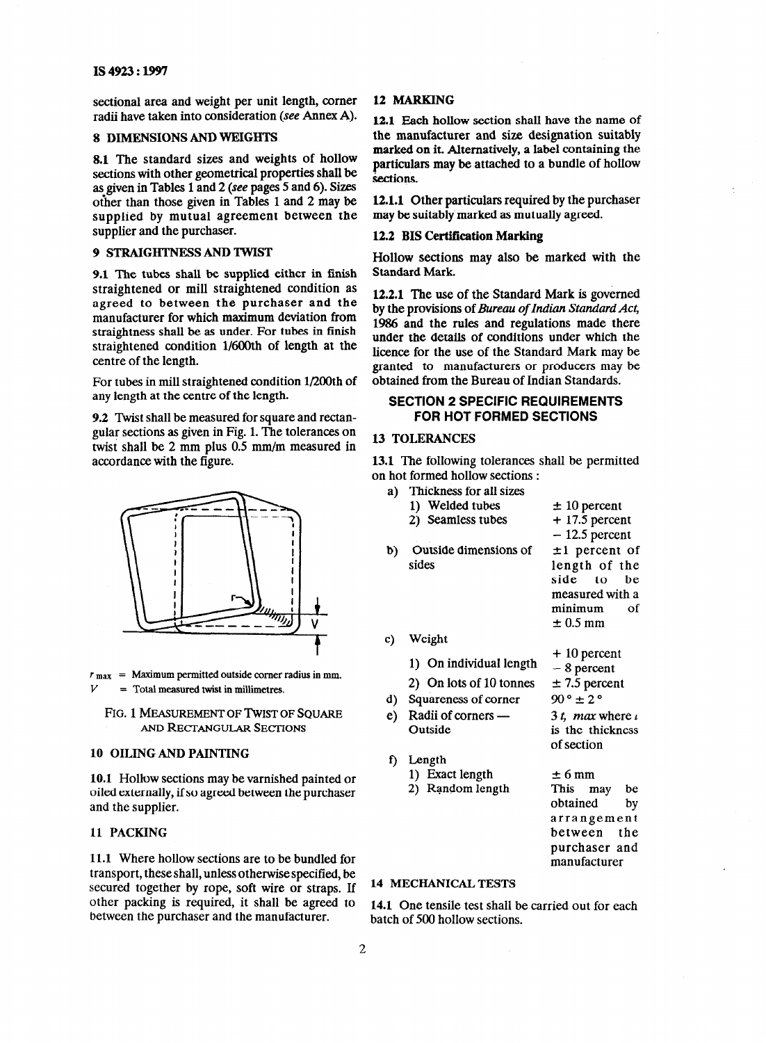sectional area and weight per unit length, corner radii have taken into consideration (*see* Annex A).

## 8 DIMENSIONS AND WEIGHTS

**8.1** The standard sizes and weights of hollow sections with other geometrical properties shall be as given in Tables 1 and 2 (*see* pages 5 and 6). Sizes other than those given in Tables 1 and 2 may be supplied by mutual agreement between the supplier and the purchaser.

## 9 STRAIGHTNESS AND TWIST

**9.1** The tubes shall be supplied either in finish straightened or mill straightened condition as agreed to between the purchaser and the manufacturer for which maximum deviation from straightness shall be as under. For tubes in finish straightened condition 1/600th of length at the centre of the length.

For tubes in mill straightened condition 1/200th of any length at the centre of the length.

**9.2** Twist shall be measured for square and rectangular sections as given in Fig. 1. The tolerances on twist shall be 2 mm plus 0.5 mm/m measured in accordance with the figure.

$r_{max}$ = Maximum permitted outside corner radius in mm.

$V$ = Total measured twist in millimetres.

FIG. 1 MEASUREMENT OF TWIST OF SQUARE AND RECTANGULAR SECTIONS

## 10 OILING AND PAINTING

**10.1** Hollow sections may be varnished painted or oiled externally, if so agreed between the purchaser and the supplier.

## 11 PACKING

**11.1** Where hollow sections are to be bundled for transport, these shall, unless otherwise specified, be secured together by rope, soft wire or straps. If other packing is required, it shall be agreed to between the purchaser and the manufacturer.

## 12 MARKING

**12.1** Each hollow section shall have the name of the manufacturer and size designation suitably marked on it. Alternatively, a label containing the particulars may be attached to a bundle of hollow sections.

**12.1.1** Other particulars required by the purchaser may be suitably marked as mutually agreed.

### 12.2 BIS Certification Marking

Hollow sections may also be marked with the Standard Mark.

**12.2.1** The use of the Standard Mark is governed by the provisions of *Bureau of Indian Standard Act, 1986* and the rules and regulations made there under the details of conditions under which the licence for the use of the Standard Mark may be granted to manufacturers or producers may be obtained from the Bureau of Indian Standards.

# SECTION 2 SPECIFIC REQUIREMENTS FOR HOT FORMED SECTIONS

## 13 TOLERANCES

**13.1** The following tolerances shall be permitted on hot formed hollow sections :

| | |
|---|---|
| a) Thickness for all sizes | |
| 1) Welded tubes | ± 10 percent |
| 2) Seamless tubes | + 17.5 percent<br>– 12.5 percent |
| b) Outside dimensions of sides | ±1 percent of length of the side to be measured with a minimum of ± 0.5 mm |
| c) Weight | |
| 1) On individual length | + 10 percent<br>– 8 percent |
| 2) On lots of 10 tonnes | ± 7.5 percent |
| d) Squareness of corner | 90° ± 2° |
| e) Radii of corners — Outside | 3 *t*, *max* where *t* is the thickness of section |
| f) Length | |
| 1) Exact length | ± 6 mm |
| 2) Random length | This may be obtained by arrangement between the purchaser and manufacturer |

## 14 MECHANICAL TESTS

**14.1** One tensile test shall be carried out for each batch of 500 hollow sections.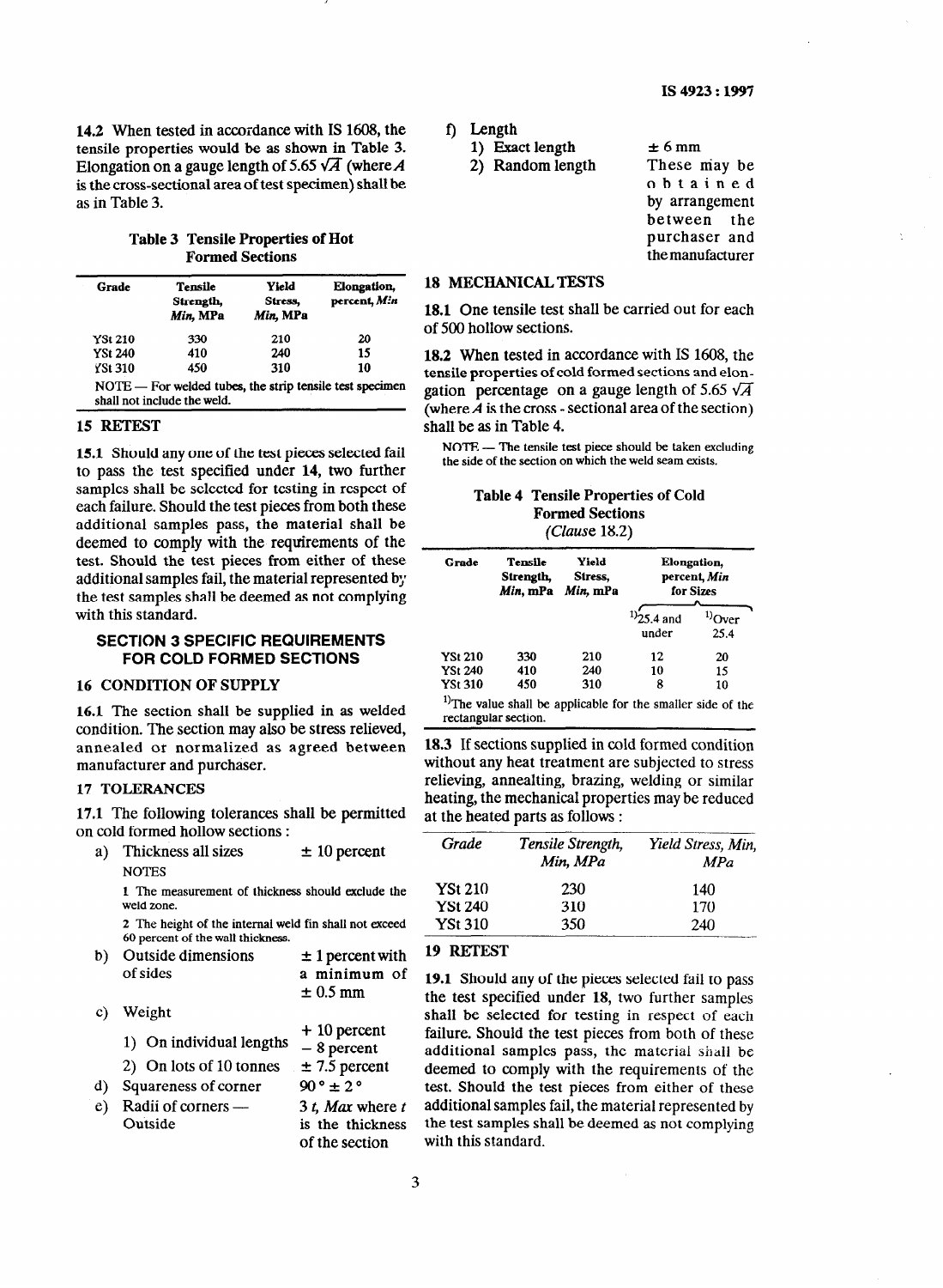**14.2** When tested in accordance with IS 1608, the tensile properties would be as shown in Table 3. Elongation on a gauge length of 5.65 $\sqrt{A}$ (where $A$ is the cross-sectional area of test specimen) shall be as in Table 3.

**Table 3 Tensile Properties of Hot Formed Sections**

| Grade | Tensile Strength, *Min*, MPa | Yield Stress, *Min*, MPa | Elongation, percent, *Min* |
|---|---|---|---|
| YSt 210 | 330 | 210 | 20 |
| YSt 240 | 410 | 240 | 15 |
| YSt 310 | 450 | 310 | 10 |

NOTE — For welded tubes, the strip tensile test specimen shall not include the weld.

## 15 RETEST

**15.1** Should any one of the test pieces selected fail to pass the test specified under **14**, two further samples shall be selected for testing in respect of each failure. Should the test pieces from both these additional samples pass, the material shall be deemed to comply with the requirements of the test. Should the test pieces from either of these additional samples fail, the material represented by the test samples shall be deemed as not complying with this standard.

## SECTION 3 SPECIFIC REQUIREMENTS FOR COLD FORMED SECTIONS

## 16 CONDITION OF SUPPLY

**16.1** The section shall be supplied in as welded condition. The section may also be stress relieved, annealed or normalized as agreed between manufacturer and purchaser.

## 17 TOLERANCES

**17.1** The following tolerances shall be permitted on cold formed hollow sections :

a) Thickness all sizes — ± 10 percent

NOTES

1 The measurement of thickness should exclude the weld zone.

2 The height of the internal weld fin shall not exceed 60 percent of the wall thickness.

b) Outside dimensions of sides — ± 1 percent with a minimum of ± 0.5 mm

c) Weight

1) On individual lengths — + 10 percent − 8 percent

2) On lots of 10 tonnes — ± 7.5 percent

d) Squareness of corner — 90° ± 2°

e) Radii of corners — Outside — 3 *t*, *Max* where *t* is the thickness of the section

f) Length

1) Exact length — ± 6 mm

2) Random length — These may be obtained by arrangement between the purchaser and the manufacturer

## 18 MECHANICAL TESTS

**18.1** One tensile test shall be carried out for each of 500 hollow sections.

**18.2** When tested in accordance with IS 1608, the tensile properties of cold formed sections and elongation percentage on a gauge length of 5.65 $\sqrt{A}$ (where $A$ is the cross - sectional area of the section) shall be as in Table 4.

NOTE — The tensile test piece should be taken excluding the side of the section on which the weld seam exists.

**Table 4 Tensile Properties of Cold Formed Sections**
(*Clause* 18.2)

| Grade | Tensile Strength, *Min*, mPa | Yield Stress, *Min*, mPa | Elongation, percent, *Min* for Sizes | |
|---|---|---|---|---|
| | | | [1]25.4 and under | [1]Over 25.4 |
| YSt 210 | 330 | 210 | 12 | 20 |
| YSt 240 | 410 | 240 | 10 | 15 |
| YSt 310 | 450 | 310 | 8 | 10 |

[1]The value shall be applicable for the smaller side of the rectangular section.

**18.3** If sections supplied in cold formed condition without any heat treatment are subjected to stress relieving, annealting, brazing, welding or similar heating, the mechanical properties may be reduced at the heated parts as follows :

| *Grade* | *Tensile Strength, Min, MPa* | *Yield Stress, Min, MPa* |
|---|---|---|
| YSt 210 | 230 | 140 |
| YSt 240 | 310 | 170 |
| YSt 310 | 350 | 240 |

## 19 RETEST

**19.1** Should any of the pieces selected fail to pass the test specified under **18**, two further samples shall be selected for testing in respect of each failure. Should the test pieces from both of these additional samples pass, the material shall be deemed to comply with the requirements of the test. Should the test pieces from either of these additional samples fail, the material represented by the test samples shall be deemed as not complying with this standard.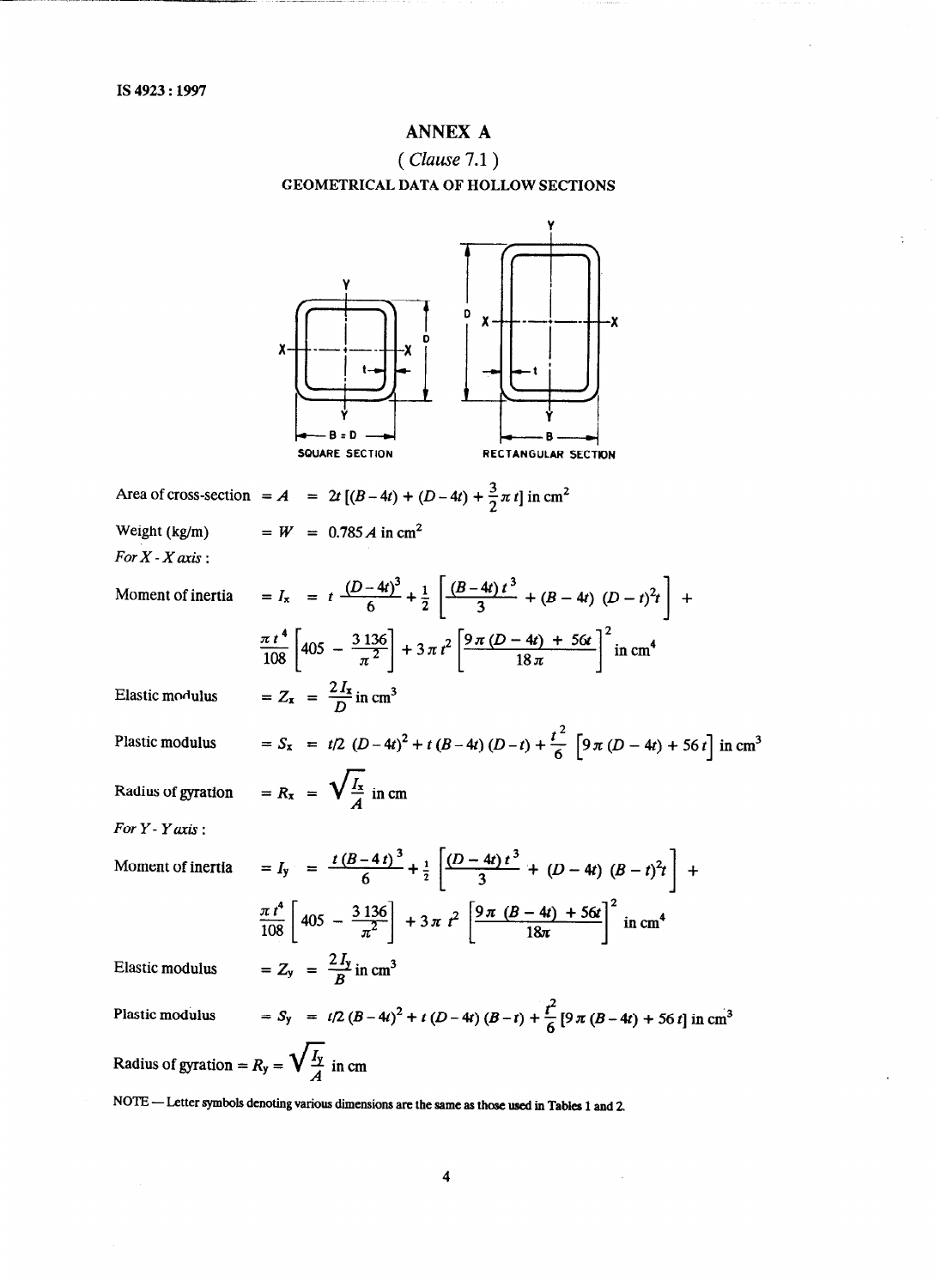# ANNEX A

*( Clause 7.1 )*

## GEOMETRICAL DATA OF HOLLOW SECTIONS

SQUARE SECTION          RECTANGULAR SECTION

Area of cross-section $= A \;=\; 2t\,[(B-4t) + (D-4t) + \frac{3}{2}\pi\, t]$ in cm$^2$

Weight (kg/m) $= W \;=\; 0.785\,A$ in cm$^2$

*For X - X axis :*

Moment of inertia

$$= I_x \;=\; t\,\frac{(D-4t)^3}{6} + \frac{1}{2}\left[\frac{(B-4t)\,t^3}{3} + (B-4t)\,(D-t)^2 t\right] +$$

$$\frac{\pi\, t^4}{108}\left[405 - \frac{3\,136}{\pi^2}\right] + 3\pi\, t^2\left[\frac{9\pi\,(D-4t) + 56t}{18\pi}\right]^2 \text{ in cm}^4$$

Elastic modulus $= Z_x \;=\; \frac{2 I_x}{D}$ in cm$^3$

Plastic modulus $= S_x \;=\; t/2\;(D-4t)^2 + t\,(B-4t)\,(D-t) + \frac{t^2}{6}\left[9\pi\,(D-4t) + 56\,t\right]$ in cm$^3$

Radius of gyration $= R_x \;=\; \sqrt{\frac{I_x}{A}}$ in cm

*For Y - Y axis :*

Moment of inertia

$$= I_y \;=\; \frac{t\,(B-4\,t)^3}{6} + \frac{1}{2}\left[\frac{(D-4t)\,t^3}{3} + (D-4t)\,(B-t)^2 t\right] +$$

$$\frac{\pi\, t^4}{108}\left[405 - \frac{3\,136}{\pi^2}\right] + 3\pi\, t^2\left[\frac{9\pi\,(B-4t) + 56t}{18\pi}\right]^2 \text{ in cm}^4$$

Elastic modulus $= Z_y \;=\; \frac{2 I_y}{B}$ in cm$^3$

Plastic modulus $= S_y \;=\; t/2\,(B-4t)^2 + t\,(D-4t)\,(B-t) + \frac{t^2}{6}\,[9\pi\,(B-4t) + 56\,t]$ in cm$^3$

Radius of gyration $= R_y = \sqrt{\frac{I_y}{A}}$ in cm

NOTE — Letter symbols denoting various dimensions are the same as those used in Tables 1 and 2.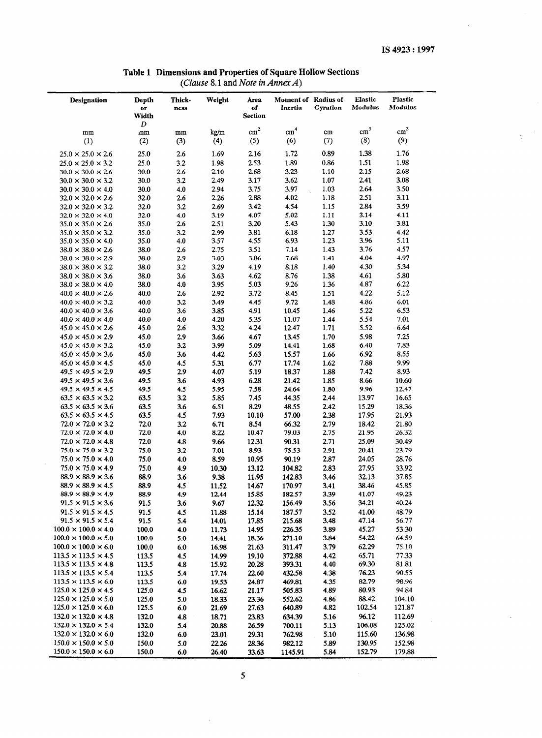## Table 1 Dimensions and Properties of Square Hollow Sections

*(Clause 8.1 and Note in Annex A)*

| Designation | Depth or Width $D$ | Thick-ness | Weight | Area of Section | Moment of Inertia | Radius of Gyration | Elastic Modulus | Plastic Modulus |
|---|---|---|---|---|---|---|---|---|
| mm | mm | mm | kg/m | $cm^2$ | $cm^4$ | cm | $cm^3$ | $cm^3$ |
| (1) | (2) | (3) | (4) | (5) | (6) | (7) | (8) | (9) |
| 25.0 × 25.0 × 2.6 | 25.0 | 2.6 | 1.69 | 2.16 | 1.72 | 0.89 | 1.38 | 1.76 |
| 25.0 × 25.0 × 3.2 | 25.0 | 3.2 | 1.98 | 2.53 | 1.89 | 0.86 | 1.51 | 1.98 |
| 30.0 × 30.0 × 2.6 | 30.0 | 2.6 | 2.10 | 2.68 | 3.23 | 1.10 | 2.15 | 2.68 |
| 30.0 × 30.0 × 3.2 | 30.0 | 3.2 | 2.49 | 3.17 | 3.62 | 1.07 | 2.41 | 3.08 |
| 30.0 × 30.0 × 4.0 | 30.0 | 4.0 | 2.94 | 3.75 | 3.97 | 1.03 | 2.64 | 3.50 |
| 32.0 × 32.0 × 2.6 | 32.0 | 2.6 | 2.26 | 2.88 | 4.02 | 1.18 | 2.51 | 3.11 |
| 32.0 × 32.0 × 3.2 | 32.0 | 3.2 | 2.69 | 3.42 | 4.54 | 1.15 | 2.84 | 3.59 |
| 32.0 × 32.0 × 4.0 | 32.0 | 4.0 | 3.19 | 4.07 | 5.02 | 1.11 | 3.14 | 4.11 |
| 35.0 × 35.0 × 2.6 | 35.0 | 2.6 | 2.51 | 3.20 | 5.43 | 1.30 | 3.10 | 3.81 |
| 35.0 × 35.0 × 3.2 | 35.0 | 3.2 | 2.99 | 3.81 | 6.18 | 1.27 | 3.53 | 4.42 |
| 35.0 × 35.0 × 4.0 | 35.0 | 4.0 | 3.57 | 4.55 | 6.93 | 1.23 | 3.96 | 5.11 |
| 38.0 × 38.0 × 2.6 | 38.0 | 2.6 | 2.75 | 3.51 | 7.14 | 1.43 | 3.76 | 4.57 |
| 38.0 × 38.0 × 2.9 | 38.0 | 2.9 | 3.03 | 3.86 | 7.68 | 1.41 | 4.04 | 4.97 |
| 38.0 × 38.0 × 3.2 | 38.0 | 3.2 | 3.29 | 4.19 | 8.18 | 1.40 | 4.30 | 5.34 |
| 38.0 × 38.0 × 3.6 | 38.0 | 3.6 | 3.63 | 4.62 | 8.76 | 1.38 | 4.61 | 5.80 |
| 38.0 × 38.0 × 4.0 | 38.0 | 4.0 | 3.95 | 5.03 | 9.26 | 1.36 | 4.87 | 6.22 |
| 40.0 × 40.0 × 2.6 | 40.0 | 2.6 | 2.92 | 3.72 | 8.45 | 1.51 | 4.22 | 5.12 |
| 40.0 × 40.0 × 3.2 | 40.0 | 3.2 | 3.49 | 4.45 | 9.72 | 1.48 | 4.86 | 6.01 |
| 40.0 × 40.0 × 3.6 | 40.0 | 3.6 | 3.85 | 4.91 | 10.45 | 1.46 | 5.22 | 6.53 |
| 40.0 × 40.0 × 4.0 | 40.0 | 4.0 | 4.20 | 5.35 | 11.07 | 1.44 | 5.54 | 7.01 |
| 45.0 × 45.0 × 2.6 | 45.0 | 2.6 | 3.32 | 4.24 | 12.47 | 1.71 | 5.52 | 6.64 |
| 45.0 × 45.0 × 2.9 | 45.0 | 2.9 | 3.66 | 4.67 | 13.45 | 1.70 | 5.98 | 7.25 |
| 45.0 × 45.0 × 3.2 | 45.0 | 3.2 | 3.99 | 5.09 | 14.41 | 1.68 | 6.40 | 7.83 |
| 45.0 × 45.0 × 3.6 | 45.0 | 3.6 | 4.42 | 5.63 | 15.57 | 1.66 | 6.92 | 8.55 |
| 45.0 × 45.0 × 4.5 | 45.0 | 4.5 | 5.31 | 6.77 | 17.74 | 1.62 | 7.88 | 9.99 |
| 49.5 × 49.5 × 2.9 | 49.5 | 2.9 | 4.07 | 5.19 | 18.37 | 1.88 | 7.42 | 8.93 |
| 49.5 × 49.5 × 3.6 | 49.5 | 3.6 | 4.93 | 6.28 | 21.42 | 1.85 | 8.66 | 10.60 |
| 49.5 × 49.5 × 4.5 | 49.5 | 4.5 | 5.95 | 7.58 | 24.64 | 1.80 | 9.96 | 12.47 |
| 63.5 × 63.5 × 3.2 | 63.5 | 3.2 | 5.85 | 7.45 | 44.35 | 2.44 | 13.97 | 16.65 |
| 63.5 × 63.5 × 3.6 | 63.5 | 3.6 | 6.51 | 8.29 | 48.55 | 2.42 | 15.29 | 18.36 |
| 63.5 × 63.5 × 4.5 | 63.5 | 4.5 | 7.93 | 10.10 | 57.00 | 2.38 | 17.95 | 21.93 |
| 72.0 × 72.0 × 3.2 | 72.0 | 3.2 | 6.71 | 8.54 | 66.32 | 2.79 | 18.42 | 21.80 |
| 72.0 × 72.0 × 4.0 | 72.0 | 4.0 | 8.22 | 10.47 | 79.03 | 2.75 | 21.95 | 26.32 |
| 72.0 × 72.0 × 4.8 | 72.0 | 4.8 | 9.66 | 12.31 | 90.31 | 2.71 | 25.09 | 30.49 |
| 75.0 × 75.0 × 3.2 | 75.0 | 3.2 | 7.01 | 8.93 | 75.53 | 2.91 | 20.41 | 23.79 |
| 75.0 × 75.0 × 4.0 | 75.0 | 4.0 | 8.59 | 10.95 | 90.19 | 2.87 | 24.05 | 28.76 |
| 75.0 × 75.0 × 4.9 | 75.0 | 4.9 | 10.30 | 13.12 | 104.82 | 2.83 | 27.95 | 33.92 |
| 88.9 × 88.9 × 3.6 | 88.9 | 3.6 | 9.38 | 11.95 | 142.83 | 3.46 | 32.13 | 37.85 |
| 88.9 × 88.9 × 4.5 | 88.9 | 4.5 | 11.52 | 14.67 | 170.97 | 3.41 | 38.46 | 45.85 |
| 88.9 × 88.9 × 4.9 | 88.9 | 4.9 | 12.44 | 15.85 | 182.57 | 3.39 | 41.07 | 49.23 |
| 91.5 × 91.5 × 3.6 | 91.5 | 3.6 | 9.67 | 12.32 | 156.49 | 3.56 | 34.21 | 40.24 |
| 91.5 × 91.5 × 4.5 | 91.5 | 4.5 | 11.88 | 15.14 | 187.57 | 3.52 | 41.00 | 48.79 |
| 91.5 × 91.5 × 5.4 | 91.5 | 5.4 | 14.01 | 17.85 | 215.68 | 3.48 | 47.14 | 56.77 |
| 100.0 × 100.0 × 4.0 | 100.0 | 4.0 | 11.73 | 14.95 | 226.35 | 3.89 | 45.27 | 53.30 |
| 100.0 × 100.0 × 5.0 | 100.0 | 5.0 | 14.41 | 18.36 | 271.10 | 3.84 | 54.22 | 64.59 |
| 100.0 × 100.0 × 6.0 | 100.0 | 6.0 | 16.98 | 21.63 | 311.47 | 3.79 | 62.29 | 75.10 |
| 113.5 × 113.5 × 4.5 | 113.5 | 4.5 | 14.99 | 19.10 | 372.88 | 4.42 | 65.71 | 77.33 |
| 113.5 × 113.5 × 4.8 | 113.5 | 4.8 | 15.92 | 20.28 | 393.31 | 4.40 | 69.30 | 81.81 |
| 113.5 × 113.5 × 5.4 | 113.5 | 5.4 | 17.74 | 22.60 | 432.58 | 4.38 | 76.23 | 90.55 |
| 113.5 × 113.5 × 6.0 | 113.5 | 6.0 | 19.53 | 24.87 | 469.81 | 4.35 | 82.79 | 98.96 |
| 125.0 × 125.0 × 4.5 | 125.0 | 4.5 | 16.62 | 21.17 | 505.83 | 4.89 | 80.93 | 94.84 |
| 125.0 × 125.0 × 5.0 | 125.0 | 5.0 | 18.33 | 23.36 | 552.62 | 4.86 | 88.42 | 104.10 |
| 125.0 × 125.0 × 6.0 | 125.5 | 6.0 | 21.69 | 27.63 | 640.89 | 4.82 | 102.54 | 121.87 |
| 132.0 × 132.0 × 4.8 | 132.0 | 4.8 | 18.71 | 23.83 | 634.39 | 5.16 | 96.12 | 112.69 |
| 132.0 × 132.0 × 5.4 | 132.0 | 5.4 | 20.88 | 26.59 | 700.11 | 5.13 | 106.08 | 125.02 |
| 132.0 × 132.0 × 6.0 | 132.0 | 6.0 | 23.01 | 29.31 | 762.98 | 5.10 | 115.60 | 136.98 |
| 150.0 × 150.0 × 5.0 | 150.0 | 5.0 | 22.26 | 28.36 | 982.12 | 5.89 | 130.95 | 152.98 |
| 150.0 × 150.0 × 6.0 | 150.0 | 6.0 | 26.40 | 33.63 | 1145.91 | 5.84 | 152.79 | 179.88 |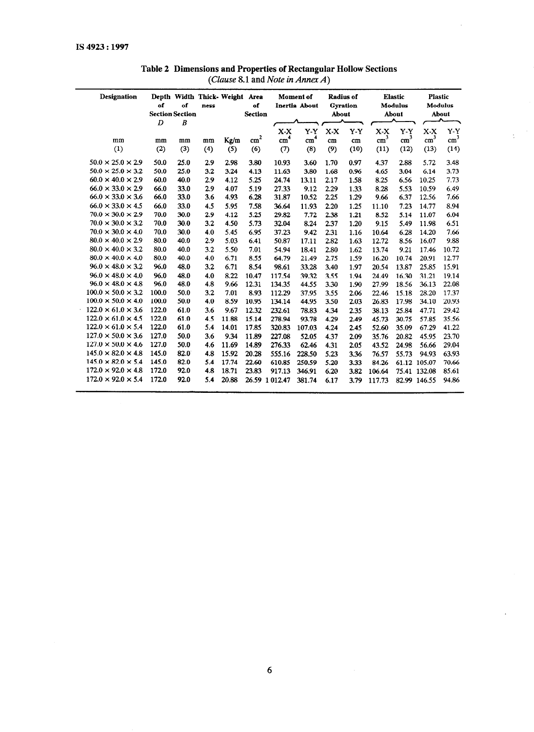**Table 2 Dimensions and Properties of Rectangular Hollow Sections**
(*Clause* 8.1 and *Note in Annex A*)

| Designation | Depth of Section D | Width of Section B | Thickness | Weight | Area of Section | Moment of Inertia About | | Radius of Gyration About | | Elastic Modulus About | | Plastic Modulus About | |
|---|---|---|---|---|---|---|---|---|---|---|---|---|---|
| | | | | | | X-X | Y-Y | X-X | Y-Y | X-X | Y-Y | X-X | Y-Y |
| mm | mm | mm | mm | Kg/m | $cm^2$ | $cm^4$ | $cm^4$ | cm | cm | $cm^3$ | $cm^3$ | $cm^3$ | $cm^3$ |
| (1) | (2) | (3) | (4) | (5) | (6) | (7) | (8) | (9) | (10) | (11) | (12) | (13) | (14) |
| 50.0 × 25.0 × 2.9 | 50.0 | 25.0 | 2.9 | 2.98 | 3.80 | 10.93 | 3.60 | 1.70 | 0.97 | 4.37 | 2.88 | 5.72 | 3.48 |
| 50.0 × 25.0 × 3.2 | 50.0 | 25.0 | 3.2 | 3.24 | 4.13 | 11.63 | 3.80 | 1.68 | 0.96 | 4.65 | 3.04 | 6.14 | 3.73 |
| 60.0 × 40.0 × 2.9 | 60.0 | 40.0 | 2.9 | 4.12 | 5.25 | 24.74 | 13.11 | 2.17 | 1.58 | 8.25 | 6.56 | 10.25 | 7.73 |
| 66.0 × 33.0 × 2.9 | 66.0 | 33.0 | 2.9 | 4.07 | 5.19 | 27.33 | 9.12 | 2.29 | 1.33 | 8.28 | 5.53 | 10.59 | 6.49 |
| 66.0 × 33.0 × 3.6 | 66.0 | 33.0 | 3.6 | 4.93 | 6.28 | 31.87 | 10.52 | 2.25 | 1.29 | 9.66 | 6.37 | 12.56 | 7.66 |
| 66.0 × 33.0 × 4.5 | 66.0 | 33.0 | 4.5 | 5.95 | 7.58 | 36.64 | 11.93 | 2.20 | 1.25 | 11.10 | 7.23 | 14.77 | 8.94 |
| 70.0 × 30.0 × 2.9 | 70.0 | 30.0 | 2.9 | 4.12 | 5.25 | 29.82 | 7.72 | 2.38 | 1.21 | 8.52 | 5.14 | 11.07 | 6.04 |
| 70.0 × 30.0 × 3.2 | 70.0 | 30.0 | 3.2 | 4.50 | 5.73 | 32.04 | 8.24 | 2.37 | 1.20 | 9.15 | 5.49 | 11.98 | 6.51 |
| 70.0 × 30.0 × 4.0 | 70.0 | 30.0 | 4.0 | 5.45 | 6.95 | 37.23 | 9.42 | 2.31 | 1.16 | 10.64 | 6.28 | 14.20 | 7.66 |
| 80.0 × 40.0 × 2.9 | 80.0 | 40.0 | 2.9 | 5.03 | 6.41 | 50.87 | 17.11 | 2.82 | 1.63 | 12.72 | 8.56 | 16.07 | 9.88 |
| 80.0 × 40.0 × 3.2 | 80.0 | 40.0 | 3.2 | 5.50 | 7.01 | 54.94 | 18.41 | 2.80 | 1.62 | 13.74 | 9.21 | 17.46 | 10.72 |
| 80.0 × 40.0 × 4.0 | 80.0 | 40.0 | 4.0 | 6.71 | 8.55 | 64.79 | 21.49 | 2.75 | 1.59 | 16.20 | 10.74 | 20.91 | 12.77 |
| 96.0 × 48.0 × 3.2 | 96.0 | 48.0 | 3.2 | 6.71 | 8.54 | 98.61 | 33.28 | 3.40 | 1.97 | 20.54 | 13.87 | 25.85 | 15.91 |
| 96.0 × 48.0 × 4.0 | 96.0 | 48.0 | 4.0 | 8.22 | 10.47 | 117.54 | 39.32 | 3.55 | 1.94 | 24.49 | 16.30 | 31.21 | 19.14 |
| 96.0 × 48.0 × 4.8 | 96.0 | 48.0 | 4.8 | 9.66 | 12.31 | 134.35 | 44.55 | 3.30 | 1.90 | 27.99 | 18.56 | 36.13 | 22.08 |
| 100.0 × 50.0 × 3.2 | 100.0 | 50.0 | 3.2 | 7.01 | 8.93 | 112.29 | 37.95 | 3.55 | 2.06 | 22.46 | 15.18 | 28.20 | 17.37 |
| 100.0 × 50.0 × 4.0 | 100.0 | 50.0 | 4.0 | 8.59 | 10.95 | 134.14 | 44.95 | 3.50 | 2.03 | 26.83 | 17.98 | 34.10 | 20.93 |
| 122.0 × 61.0 × 3.6 | 122.0 | 61.0 | 3.6 | 9.67 | 12.32 | 232.61 | 78.83 | 4.34 | 2.35 | 38.13 | 25.84 | 47.71 | 29.42 |
| 122.0 × 61.0 × 4.5 | 122.0 | 61.0 | 4.5 | 11.88 | 15.14 | 278.94 | 93.78 | 4.29 | 2.49 | 45.73 | 30.75 | 57.85 | 35.56 |
| 122.0 × 61.0 × 5.4 | 122.0 | 61.0 | 5.4 | 14.01 | 17.85 | 320.83 | 107.03 | 4.24 | 2.45 | 52.60 | 35.09 | 67.29 | 41.22 |
| 127.0 × 50.0 × 3.6 | 127.0 | 50.0 | 3.6 | 9.34 | 11.89 | 227.08 | 52.05 | 4.37 | 2.09 | 35.76 | 20.82 | 45.95 | 23.70 |
| 127.0 × 50.0 × 4.6 | 127.0 | 50.0 | 4.6 | 11.69 | 14.89 | 276.33 | 62.46 | 4.31 | 2.05 | 43.52 | 24.98 | 56.66 | 29.04 |
| 145.0 × 82.0 × 4.8 | 145.0 | 82.0 | 4.8 | 15.92 | 20.28 | 555.16 | 228.50 | 5.23 | 3.36 | 76.57 | 55.73 | 94.93 | 63.93 |
| 145.0 × 82.0 × 5.4 | 145.0 | 82.0 | 5.4 | 17.74 | 22.60 | 610.85 | 250.59 | 5.20 | 3.33 | 84.26 | 61.12 | 105.07 | 70.66 |
| 172.0 × 92.0 × 4.8 | 172.0 | 92.0 | 4.8 | 18.71 | 23.83 | 917.13 | 346.91 | 6.20 | 3.82 | 106.64 | 75.41 | 132.08 | 85.61 |
| 172.0 × 92.0 × 5.4 | 172.0 | 92.0 | 5.4 | 20.88 | 26.59 | 1 012.47 | 381.74 | 6.17 | 3.79 | 117.73 | 82.99 | 146.55 | 94.86 |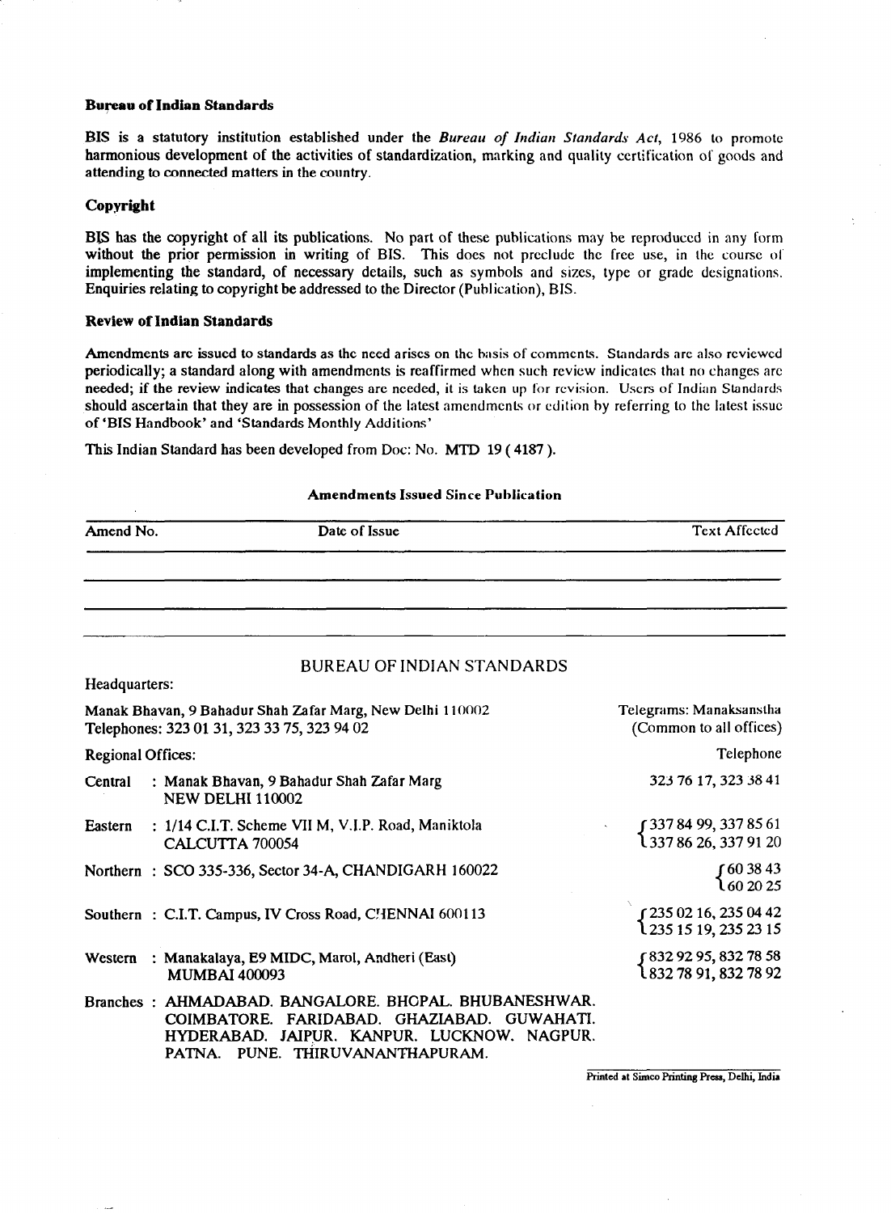**Bureau of Indian Standards**

BIS is a statutory institution established under the *Bureau of Indian Standards Act*, 1986 to promote harmonious development of the activities of standardization, marking and quality certification of goods and attending to connected matters in the country.

**Copyright**

BIS has the copyright of all its publications. No part of these publications may be reproduced in any form without the prior permission in writing of BIS. This does not preclude the free use, in the course of implementing the standard, of necessary details, such as symbols and sizes, type or grade designations. Enquiries relating to copyright be addressed to the Director (Publication), BIS.

**Review of Indian Standards**

Amendments are issued to standards as the need arises on the basis of comments. Standards are also reviewed periodically; a standard along with amendments is reaffirmed when such review indicates that no changes are needed; if the review indicates that changes are needed, it is taken up for revision. Users of Indian Standards should ascertain that they are in possession of the latest amendments or edition by referring to the latest issue of 'BIS Handbook' and 'Standards Monthly Additions'

This Indian Standard has been developed from Doc: No. MTD 19 ( 4187 ).

**Amendments Issued Since Publication**

| Amend No. | Date of Issue | Text Affected |
|---|---|---|
| | | |
| | | |
| | | |

BUREAU OF INDIAN STANDARDS

Headquarters:

Manak Bhavan, 9 Bahadur Shah Zafar Marg, New Delhi 110002
Telephones: 323 01 31, 323 33 75, 323 94 02

Telegrams: Manaksanstha (Common to all offices)

Regional Offices:

| Office | Address | Telephone |
|---|---|---|
| Central | Manak Bhavan, 9 Bahadur Shah Zafar Marg NEW DELHI 110002 | 323 76 17, 323 38 41 |
| Eastern | 1/14 C.I.T. Scheme VII M, V.I.P. Road, Maniktola CALCUTTA 700054 | 337 84 99, 337 85 61, 337 86 26, 337 91 20 |
| Northern | SCO 335-336, Sector 34-A, CHANDIGARH 160022 | 60 38 43, 60 20 25 |
| Southern | C.I.T. Campus, IV Cross Road, CHENNAI 600113 | 235 02 16, 235 04 42, 235 15 19, 235 23 15 |
| Western | Manakalaya, E9 MIDC, Marol, Andheri (East) MUMBAI 400093 | 832 92 95, 832 78 58, 832 78 91, 832 78 92 |

Branches : AHMADABAD. BANGALORE. BHOPAL. BHUBANESHWAR. COIMBATORE. FARIDABAD. GHAZIABAD. GUWAHATI. HYDERABAD. JAIPUR. KANPUR. LUCKNOW. NAGPUR. PATNA. PUNE. THIRUVANANTHAPURAM.

Printed at Simco Printing Press, Delhi, India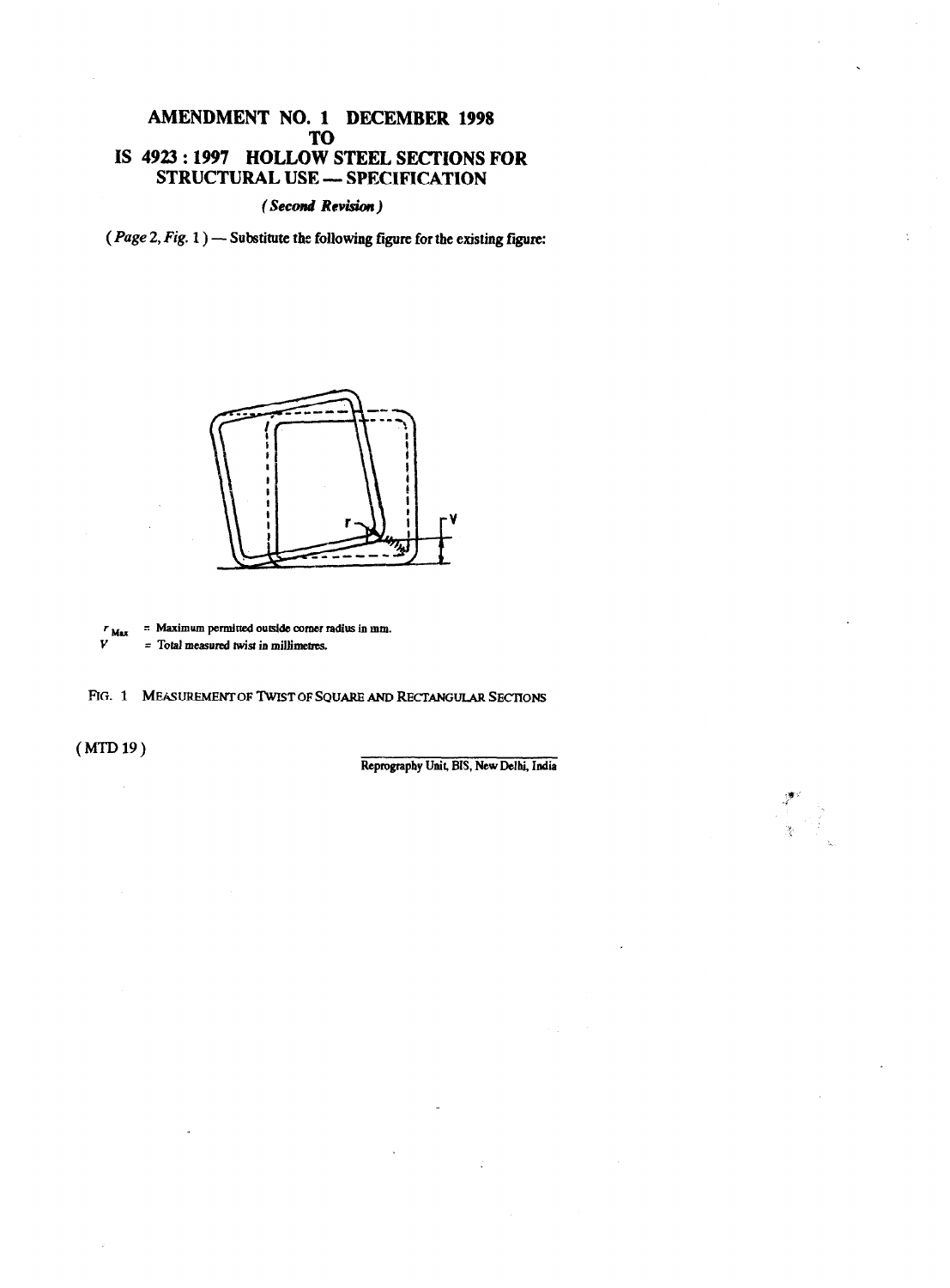# AMENDMENT NO. 1 DECEMBER 1998
# TO
# IS 4923 : 1997 HOLLOW STEEL SECTIONS FOR STRUCTURAL USE — SPECIFICATION

*( Second Revision )*

( *Page* 2, *Fig.* 1 ) — Substitute the following figure for the existing figure:

$r_{Max}$ = Maximum permitted outside corner radius in mm.

$V$ = Total measured twist in millimetres.

FIG. 1 MEASUREMENT OF TWIST OF SQUARE AND RECTANGULAR SECTIONS

( MTD 19 )

Reprography Unit, BIS, New Delhi, India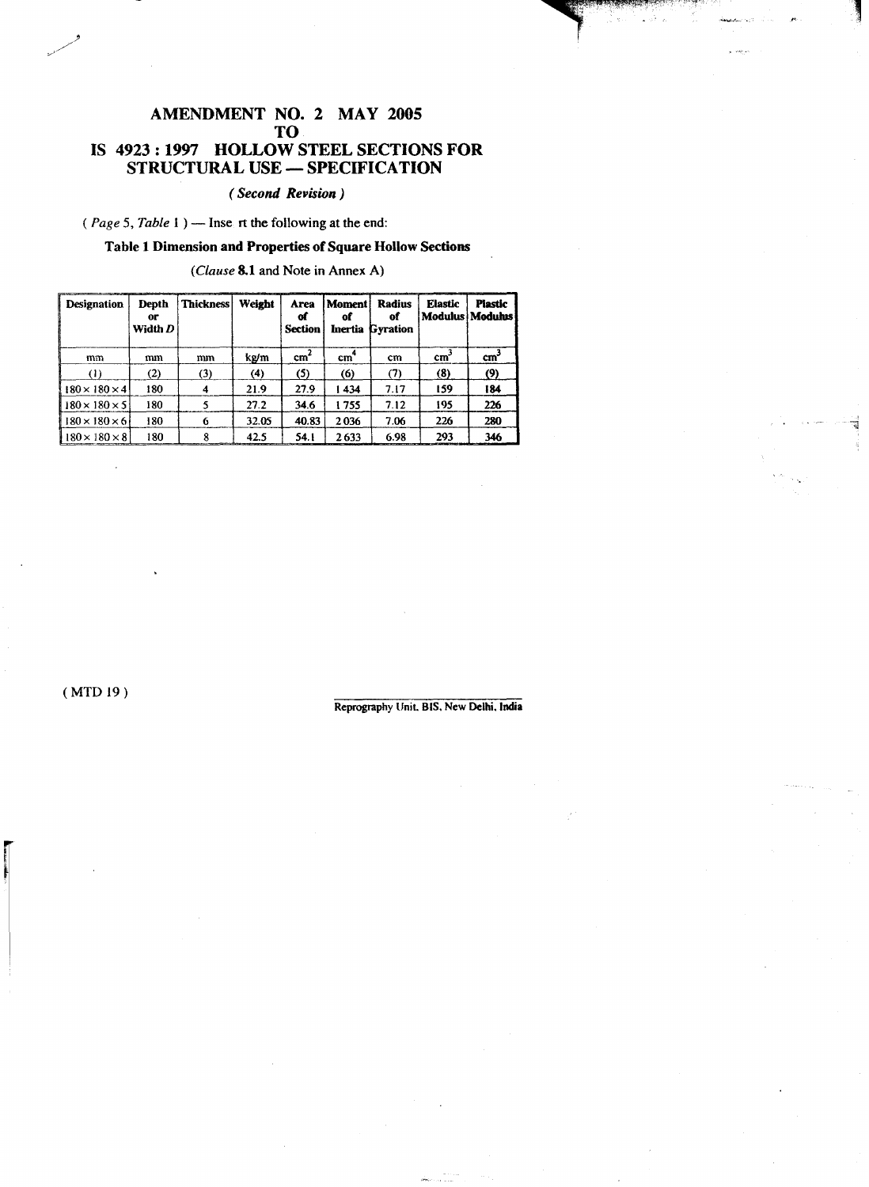# AMENDMENT NO. 2 MAY 2005
# TO
# IS 4923 : 1997 HOLLOW STEEL SECTIONS FOR STRUCTURAL USE — SPECIFICATION

*( Second Revision )*

( *Page* 5, *Table* 1 ) — Inse rt the following at the end:

**Table 1 Dimension and Properties of Square Hollow Sections**

(*Clause* **8.1** and Note in Annex A)

| Designation | Depth or Width *D* | Thickness | Weight | Area of Section | Moment of Inertia | Radius of Gyration | Elastic Modulus | Plastic Modulus |
|---|---|---|---|---|---|---|---|---|
| mm | mm | mm | kg/m | $cm^2$ | $cm^4$ | cm | $cm^3$ | $cm^3$ |
| (1) | (2) | (3) | (4) | (5) | (6) | (7) | (8) | (9) |
| 180 × 180 × 4 | 180 | 4 | 21.9 | 27.9 | 1 434 | 7.17 | 159 | 184 |
| 180 × 180 × 5 | 180 | 5 | 27.2 | 34.6 | 1 755 | 7.12 | 195 | 226 |
| 180 × 180 × 6 | 180 | 6 | 32.05 | 40.83 | 2 036 | 7.06 | 226 | 280 |
| 180 × 180 × 8 | 180 | 8 | 42.5 | 54.1 | 2 633 | 6.98 | 293 | 346 |

( MTD 19 )

Reprography Unit, BIS, New Delhi, India